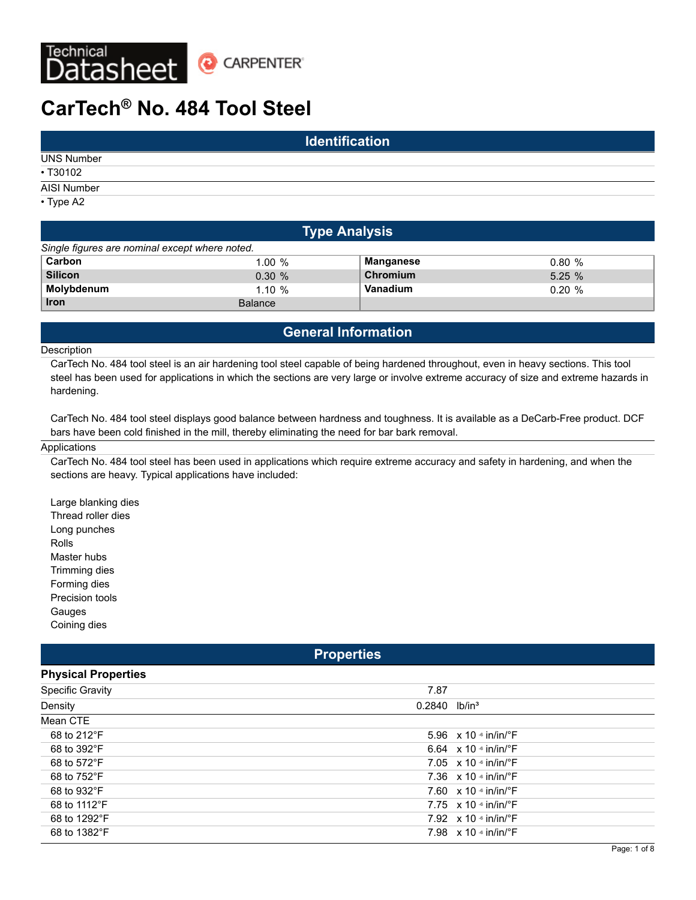# CarTech® No. 484 Tool Steel

## Identification

UNS Number
- T30102

AISI Number
- Type A2

## Type Analysis

*Single figures are nominal except where noted.*

| | | | |
|---|---|---|---|
| **Carbon** | 1.00 % | **Manganese** | 0.80 % |
| **Silicon** | 0.30 % | **Chromium** | 5.25 % |
| **Molybdenum** | 1.10 % | **Vanadium** | 0.20 % |
| **Iron** | Balance | | |

## General Information

Description

CarTech No. 484 tool steel is an air hardening tool steel capable of being hardened throughout, even in heavy sections. This tool steel has been used for applications in which the sections are very large or involve extreme accuracy of size and extreme hazards in hardening.

CarTech No. 484 tool steel displays good balance between hardness and toughness. It is available as a DeCarb-Free product. DCF bars have been cold finished in the mill, thereby eliminating the need for bar bark removal.

Applications

CarTech No. 484 tool steel has been used in applications which require extreme accuracy and safety in hardening, and when the sections are heavy. Typical applications have included:

Large blanking dies
Thread roller dies
Long punches
Rolls
Master hubs
Trimming dies
Forming dies
Precision tools
Gauges
Coining dies

## Properties

### Physical Properties

| | | |
|---|---|---|
| Specific Gravity | 7.87 | |
| Density | 0.2840 | lb/in³ |
| Mean CTE | | |
| 68 to 212°F | 5.96 | x $10^{-6}$ in/in/°F |
| 68 to 392°F | 6.64 | x $10^{-6}$ in/in/°F |
| 68 to 572°F | 7.05 | x $10^{-6}$ in/in/°F |
| 68 to 752°F | 7.36 | x $10^{-6}$ in/in/°F |
| 68 to 932°F | 7.60 | x $10^{-6}$ in/in/°F |
| 68 to 1112°F | 7.75 | x $10^{-6}$ in/in/°F |
| 68 to 1292°F | 7.92 | x $10^{-6}$ in/in/°F |
| 68 to 1382°F | 7.98 | x $10^{-6}$ in/in/°F |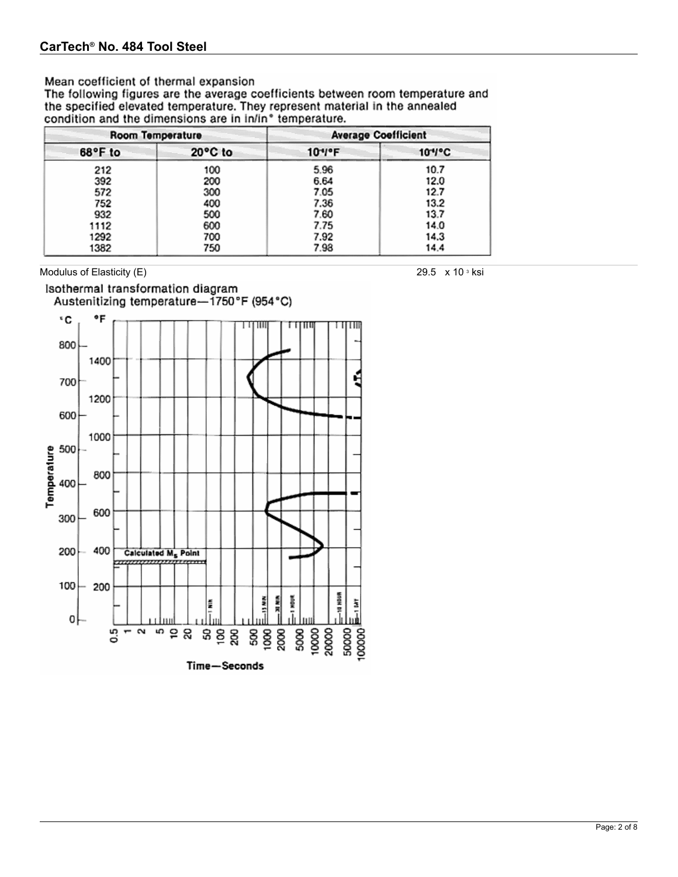## CarTech® No. 484 Tool Steel

Mean coefficient of thermal expansion

The following figures are the average coefficients between room temperature and the specified elevated temperature. They represent material in the annealed condition and the dimensions are in in/in° temperature.

| Room Temperature | | Average Coefficient | |
|---|---|---|---|
| 68°F to | 20°C to | $10^{-6}$/°F | $10^{-6}$/°C |
| 212 | 100 | 5.96 | 10.7 |
| 392 | 200 | 6.64 | 12.0 |
| 572 | 300 | 7.05 | 12.7 |
| 752 | 400 | 7.36 | 13.2 |
| 932 | 500 | 7.60 | 13.7 |
| 1112 | 600 | 7.75 | 14.0 |
| 1292 | 700 | 7.92 | 14.3 |
| 1382 | 750 | 7.98 | 14.4 |

Modulus of Elasticity (E) 29.5 x $10^3$ ksi

Isothermal transformation diagram

Austenitizing temperature—1750°F (954°C)

Calculated $M_s$ Point

Temperature

Time—Seconds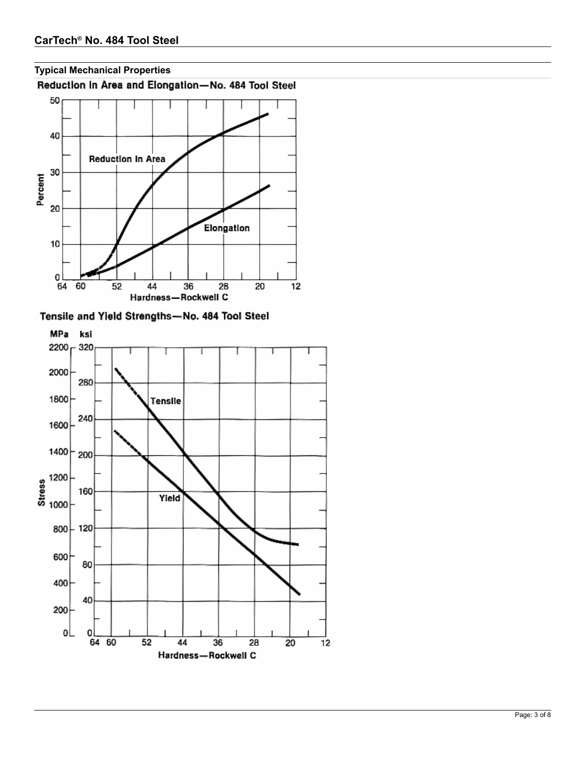## Typical Mechanical Properties

### Reduction in Area and Elongation—No. 484 Tool Steel

Percent

Reduction in Area

Elongation

Hardness—Rockwell C

### Tensile and Yield Strengths—No. 484 Tool Steel

MPa ksi

Stress

Tensile

Yield

Hardness—Rockwell C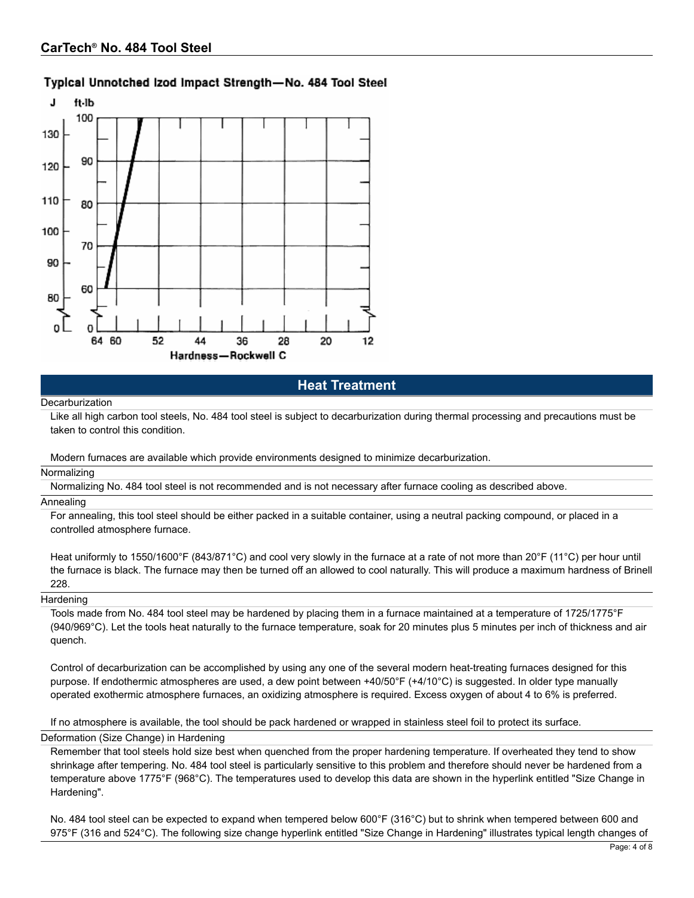Typical Unnotched Izod Impact Strength—No. 484 Tool Steel

## Heat Treatment

### Decarburization

Like all high carbon tool steels, No. 484 tool steel is subject to decarburization during thermal processing and precautions must be taken to control this condition.

Modern furnaces are available which provide environments designed to minimize decarburization.

### Normalizing

Normalizing No. 484 tool steel is not recommended and is not necessary after furnace cooling as described above.

### Annealing

For annealing, this tool steel should be either packed in a suitable container, using a neutral packing compound, or placed in a controlled atmosphere furnace.

Heat uniformly to 1550/1600°F (843/871°C) and cool very slowly in the furnace at a rate of not more than 20°F (11°C) per hour until the furnace is black. The furnace may then be turned off an allowed to cool naturally. This will produce a maximum hardness of Brinell 228.

### Hardening

Tools made from No. 484 tool steel may be hardened by placing them in a furnace maintained at a temperature of 1725/1775°F (940/969°C). Let the tools heat naturally to the furnace temperature, soak for 20 minutes plus 5 minutes per inch of thickness and air quench.

Control of decarburization can be accomplished by using any one of the several modern heat-treating furnaces designed for this purpose. If endothermic atmospheres are used, a dew point between +40/50°F (+4/10°C) is suggested. In older type manually operated exothermic atmosphere furnaces, an oxidizing atmosphere is required. Excess oxygen of about 4 to 6% is preferred.

If no atmosphere is available, the tool should be pack hardened or wrapped in stainless steel foil to protect its surface.

### Deformation (Size Change) in Hardening

Remember that tool steels hold size best when quenched from the proper hardening temperature. If overheated they tend to show shrinkage after tempering. No. 484 tool steel is particularly sensitive to this problem and therefore should never be hardened from a temperature above 1775°F (968°C). The temperatures used to develop this data are shown in the hyperlink entitled "Size Change in Hardening".

No. 484 tool steel can be expected to expand when tempered below 600°F (316°C) but to shrink when tempered between 600 and 975°F (316 and 524°C). The following size change hyperlink entitled "Size Change in Hardening" illustrates typical length changes of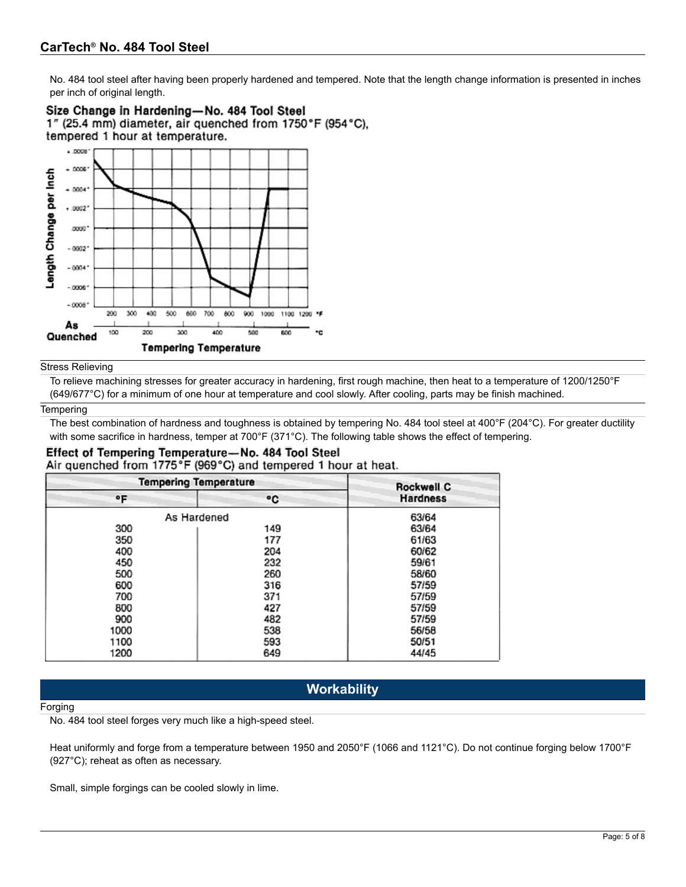No. 484 tool steel after having been properly hardened and tempered. Note that the length change information is presented in inches per inch of original length.

**Size Change in Hardening—No. 484 Tool Steel**
1" (25.4 mm) diameter, air quenched from 1750°F (954°C), tempered 1 hour at temperature.

### Stress Relieving

To relieve machining stresses for greater accuracy in hardening, first rough machine, then heat to a temperature of 1200/1250°F (649/677°C) for a minimum of one hour at temperature and cool slowly. After cooling, parts may be finish machined.

### Tempering

The best combination of hardness and toughness is obtained by tempering No. 484 tool steel at 400°F (204°C). For greater ductility with some sacrifice in hardness, temper at 700°F (371°C). The following table shows the effect of tempering.

**Effect of Tempering Temperature—No. 484 Tool Steel**
Air quenched from 1775°F (969°C) and tempered 1 hour at heat.

| Tempering Temperature | | Rockwell C Hardness |
|---|---|---|
| °F | °C | |
| As Hardened | | 63/64 |
| 300 | 149 | 63/64 |
| 350 | 177 | 61/63 |
| 400 | 204 | 60/62 |
| 450 | 232 | 59/61 |
| 500 | 260 | 58/60 |
| 600 | 316 | 57/59 |
| 700 | 371 | 57/59 |
| 800 | 427 | 57/59 |
| 900 | 482 | 57/59 |
| 1000 | 538 | 56/58 |
| 1100 | 593 | 50/51 |
| 1200 | 649 | 44/45 |

## Workability

### Forging

No. 484 tool steel forges very much like a high-speed steel.

Heat uniformly and forge from a temperature between 1950 and 2050°F (1066 and 1121°C). Do not continue forging below 1700°F (927°C); reheat as often as necessary.

Small, simple forgings can be cooled slowly in lime.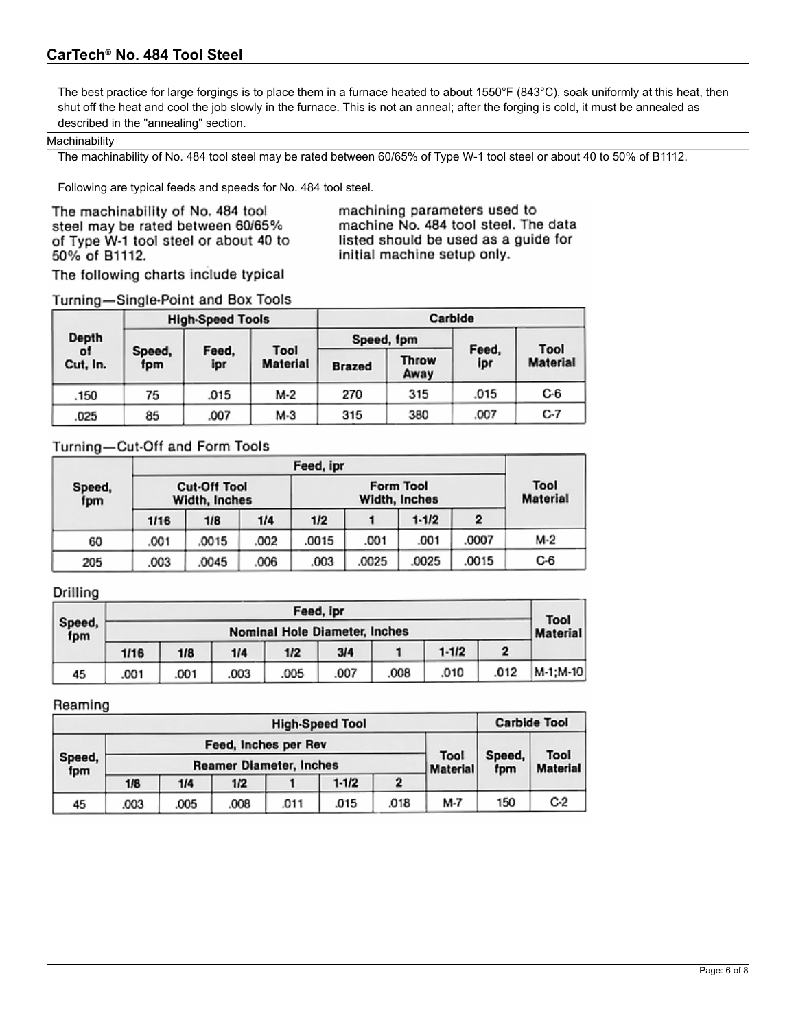The best practice for large forgings is to place them in a furnace heated to about 1550°F (843°C), soak uniformly at this heat, then shut off the heat and cool the job slowly in the furnace. This is not an anneal; after the forging is cold, it must be annealed as described in the "annealing" section.

## Machinability

The machinability of No. 484 tool steel may be rated between 60/65% of Type W-1 tool steel or about 40 to 50% of B1112.

Following are typical feeds and speeds for No. 484 tool steel.

The machinability of No. 484 tool steel may be rated between 60/65% of Type W-1 tool steel or about 40 to 50% of B1112.

The following charts include typical machining parameters used to machine No. 484 tool steel. The data listed should be used as a guide for initial machine setup only.

### Turning—Single-Point and Box Tools

| Depth of Cut, In. | High-Speed Tools | | | Carbide | | | |
|---|---|---|---|---|---|---|---|
| | Speed, fpm | Feed, ipr | Tool Material | Speed, fpm | | Feed, ipr | Tool Material |
| | | | | Brazed | Throw Away | | |
| .150 | 75 | .015 | M-2 | 270 | 315 | .015 | C-6 |
| .025 | 85 | .007 | M-3 | 315 | 380 | .007 | C-7 |

### Turning—Cut-Off and Form Tools

| Speed, fpm | Feed, ipr | | | | | | | Tool Material |
|---|---|---|---|---|---|---|---|---|
| | Cut-Off Tool Width, Inches | | | Form Tool Width, Inches | | | | |
| | 1/16 | 1/8 | 1/4 | 1/2 | 1 | 1-1/2 | 2 | |
| 60 | .001 | .0015 | .002 | .0015 | .001 | .001 | .0007 | M-2 |
| 205 | .003 | .0045 | .006 | .003 | .0025 | .0025 | .0015 | C-6 |

### Drilling

| Speed, fpm | Feed, ipr | | | | | | | | Tool Material |
|---|---|---|---|---|---|---|---|---|---|
| | Nominal Hole Diameter, Inches | | | | | | | | |
| | 1/16 | 1/8 | 1/4 | 1/2 | 3/4 | 1 | 1-1/2 | 2 | |
| 45 | .001 | .001 | .003 | .005 | .007 | .008 | .010 | .012 | M-1;M-10 |

### Reaming

| High-Speed Tool | | | | | | | | Carbide Tool | |
|---|---|---|---|---|---|---|---|---|---|
| Speed, fpm | Feed, Inches per Rev | | | | | | Tool Material | Speed, fpm | Tool Material |
| | Reamer Diameter, Inches | | | | | | | | |
| | 1/8 | 1/4 | 1/2 | 1 | 1-1/2 | 2 | | | |
| 45 | .003 | .005 | .008 | .011 | .015 | .018 | M-7 | 150 | C-2 |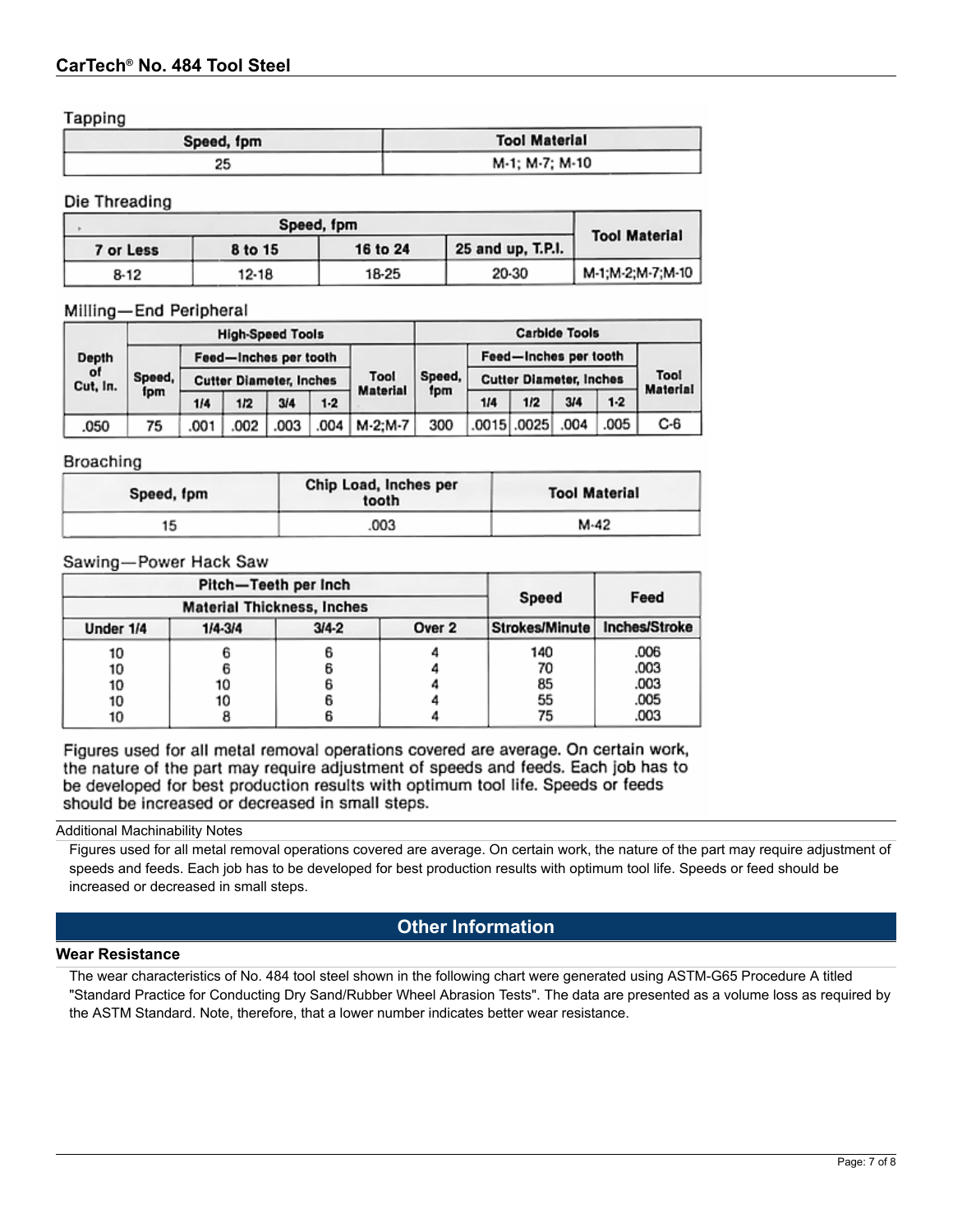### Tapping

| Speed, fpm | Tool Material |
|---|---|
| 25 | M-1; M-7; M-10 |

### Die Threading

| Speed, fpm | | | | Tool Material |
|---|---|---|---|---|
| 7 or Less | 8 to 15 | 16 to 24 | 25 and up, T.P.I. | |
| 8-12 | 12-18 | 18-25 | 20-30 | M-1;M-2;M-7;M-10 |

### Milling—End Peripheral

| Depth of Cut, In. | High-Speed Tools | | | | | | Carbide Tools | | | | | |
|---|---|---|---|---|---|---|---|---|---|---|---|---|
| | Speed, fpm | Feed—Inches per tooth | | | | Tool Material | Speed, fpm | Feed—Inches per tooth | | | | Tool Material |
| | | Cutter Diameter, Inches | | | | | | Cutter Diameter, Inches | | | | |
| | | 1/4 | 1/2 | 3/4 | 1-2 | | | 1/4 | 1/2 | 3/4 | 1-2 | |
| .050 | 75 | .001 | .002 | .003 | .004 | M-2;M-7 | 300 | .0015 | .0025 | .004 | .005 | C-6 |

### Broaching

| Speed, fpm | Chip Load, Inches per tooth | Tool Material |
|---|---|---|
| 15 | .003 | M-42 |

### Sawing—Power Hack Saw

| Pitch—Teeth per Inch | | | | Speed | Feed |
|---|---|---|---|---|---|
| Material Thickness, Inches | | | | | |
| Under 1/4 | 1/4-3/4 | 3/4-2 | Over 2 | Strokes/Minute | Inches/Stroke |
| 10 | 6 | 6 | 4 | 140 | .006 |
| 10 | 6 | 6 | 4 | 70 | .003 |
| 10 | 10 | 6 | 4 | 85 | .003 |
| 10 | 10 | 6 | 4 | 55 | .005 |
| 10 | 8 | 6 | 4 | 75 | .003 |

Figures used for all metal removal operations covered are average. On certain work, the nature of the part may require adjustment of speeds and feeds. Each job has to be developed for best production results with optimum tool life. Speeds or feeds should be increased or decreased in small steps.

**Additional Machinability Notes**

Figures used for all metal removal operations covered are average. On certain work, the nature of the part may require adjustment of speeds and feeds. Each job has to be developed for best production results with optimum tool life. Speeds or feed should be increased or decreased in small steps.

## Other Information

### Wear Resistance

The wear characteristics of No. 484 tool steel shown in the following chart were generated using ASTM-G65 Procedure A titled "Standard Practice for Conducting Dry Sand/Rubber Wheel Abrasion Tests". The data are presented as a volume loss as required by the ASTM Standard. Note, therefore, that a lower number indicates better wear resistance.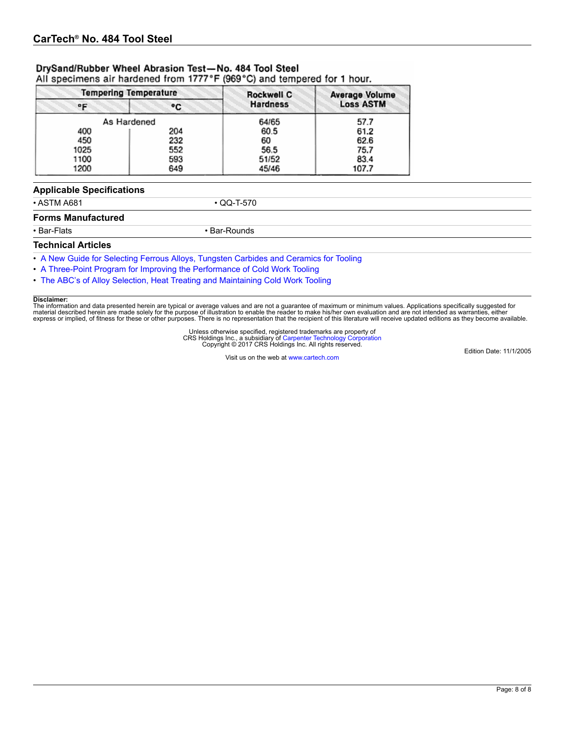**DrySand/Rubber Wheel Abrasion Test—No. 484 Tool Steel**
All specimens air hardened from 1777°F (969°C) and tempered for 1 hour.

| Tempering Temperature | | Rockwell C Hardness | Average Volume Loss ASTM |
|---|---|---|---|
| °F | °C | | |
| As Hardened | | 64/65 | 57.7 |
| 400 | 204 | 60.5 | 61.2 |
| 450 | 232 | 60 | 62.6 |
| 1025 | 552 | 56.5 | 75.7 |
| 1100 | 593 | 51/52 | 83.4 |
| 1200 | 649 | 45/46 | 107.7 |

## Applicable Specifications

- ASTM A681
- QQ-T-570

## Forms Manufactured

- Bar-Flats
- Bar-Rounds

## Technical Articles

- A New Guide for Selecting Ferrous Alloys, Tungsten Carbides and Ceramics for Tooling
- A Three-Point Program for Improving the Performance of Cold Work Tooling
- The ABC's of Alloy Selection, Heat Treating and Maintaining Cold Work Tooling

**Disclaimer:**
The information and data presented herein are typical or average values and are not a guarantee of maximum or minimum values. Applications specifically suggested for material described herein are made solely for the purpose of illustration to enable the reader to make his/her own evaluation and are not intended as warranties, either express or implied, of fitness for these or other purposes. There is no representation that the recipient of this literature will receive updated editions as they become available.

Unless otherwise specified, registered trademarks are property of
CRS Holdings Inc., a subsidiary of Carpenter Technology Corporation
Copyright © 2017 CRS Holdings Inc. All rights reserved.

Edition Date: 11/1/2005

Visit us on the web at www.cartech.com